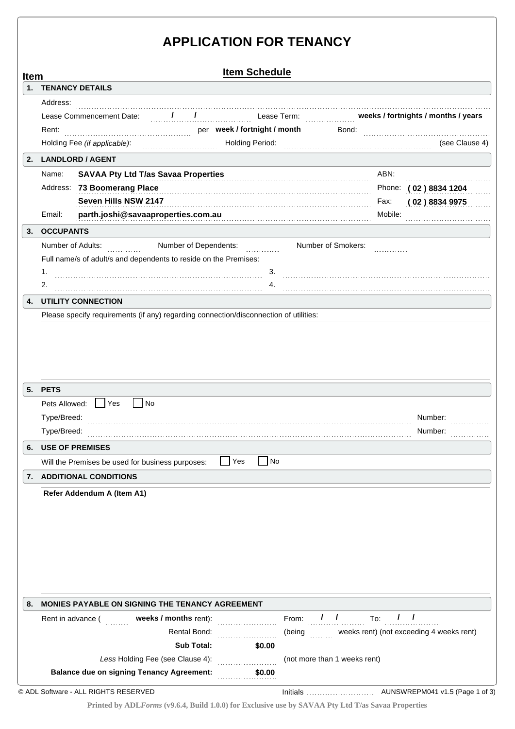# APPLICATION FOR TENANCY

## Item Schedule

**Item**

### 1. TENANCY DETAILS

Address: ..............................................................................................................

Lease Commencement Date: ....... / ....... / ....... Lease Term: ............... **weeks / fortnights / months / years**

Rent: .............................................. per **week / fortnight / month** Bond: ..............................................

Holding Fee *(if applicable)*: ............................ Holding Period: ............................................. (see Clause 4)

### 2. LANDLORD / AGENT

Name: **SAVAA Pty Ltd T/as Savaa Properties** ABN: ..............................

Address: **73 Boomerang Place** Phone: **( 02 ) 8834 1204**

**Seven Hills NSW 2147** Fax: **( 02 ) 8834 9975**

Email: **parth.joshi@savaaproperties.com.au** Mobile: ..............................

### 3. OCCUPANTS

Number of Adults: ............ Number of Dependents: ............ Number of Smokers: ............

Full name/s of adult/s and dependents to reside on the Premises:

1. ..............................................................................
2. ..............................................................................
3. ..............................................................................
4. ..............................................................................

### 4. UTILITY CONNECTION

Please specify requirements (if any) regarding connection/disconnection of utilities:

### 5. PETS

Pets Allowed: ☐ Yes ☐ No

Type/Breed: .............................................................................. Number: ............

Type/Breed: .............................................................................. Number: ............

### 6. USE OF PREMISES

Will the Premises be used for business purposes: ☐ Yes ☐ No

### 7. ADDITIONAL CONDITIONS

**Refer Addendum A (Item A1)**

### 8. MONIES PAYABLE ON SIGNING THE TENANCY AGREEMENT

Rent in advance ( ........ **weeks / months** rent): ...................... From: ....... / ....... / ....... To: ....... / ....... / .......

Rental Bond: ...................... (being ........ weeks rent) (not exceeding 4 weeks rent)

**Sub Total:** **$0.00**

*Less* Holding Fee (see Clause 4): ...................... (not more than 1 weeks rent)

**Balance due on signing Tenancy Agreement:** **$0.00**

Initials ........................

© ADL Software - ALL RIGHTS RESERVED AUNSWREPM041 v1.5

Printed by ADL*Forms* (v9.6.4, Build 1.0.0) for Exclusive use by SAVAA Pty Ltd T/as Savaa Properties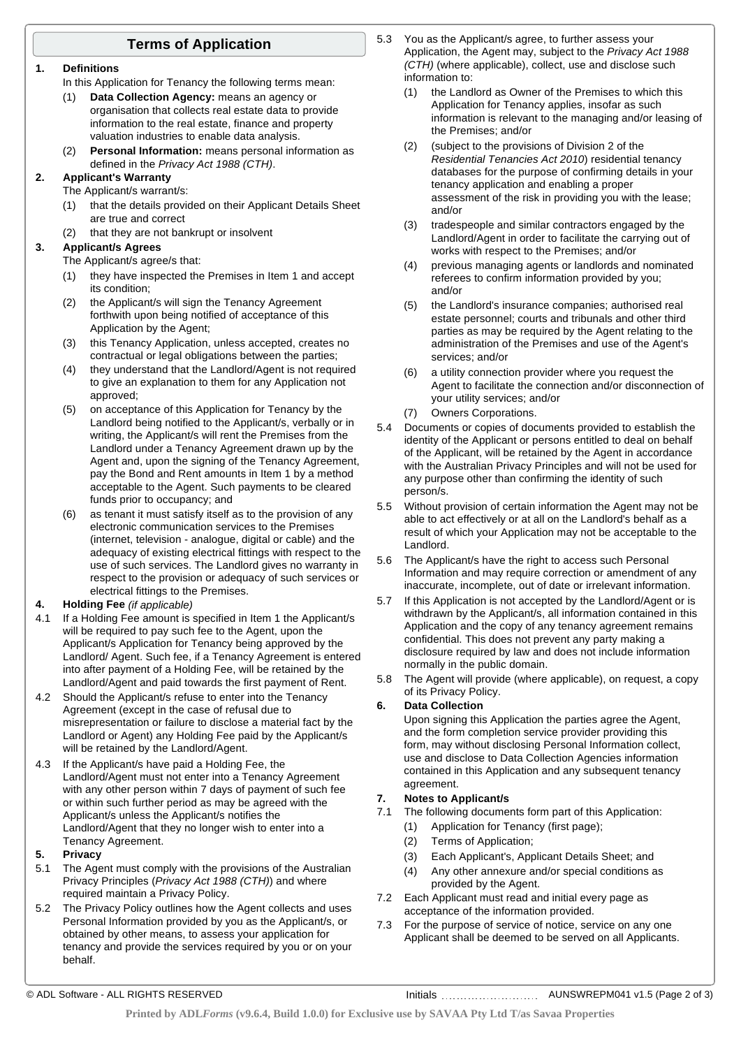# Terms of Application

**1. Definitions**

In this Application for Tenancy the following terms mean:

(1) **Data Collection Agency:** means an agency or organisation that collects real estate data to provide information to the real estate, finance and property valuation industries to enable data analysis.

(2) **Personal Information:** means personal information as defined in the *Privacy Act 1988 (CTH)*.

**2. Applicant's Warranty**

The Applicant/s warrant/s:

(1) that the details provided on their Applicant Details Sheet are true and correct

(2) that they are not bankrupt or insolvent

**3. Applicant/s Agrees**

The Applicant/s agree/s that:

(1) they have inspected the Premises in Item 1 and accept its condition;

(2) the Applicant/s will sign the Tenancy Agreement forthwith upon being notified of acceptance of this Application by the Agent;

(3) this Tenancy Application, unless accepted, creates no contractual or legal obligations between the parties;

(4) they understand that the Landlord/Agent is not required to give an explanation to them for any Application not approved;

(5) on acceptance of this Application for Tenancy by the Landlord being notified to the Applicant/s, verbally or in writing, the Applicant/s will rent the Premises from the Landlord under a Tenancy Agreement drawn up by the Agent and, upon the signing of the Tenancy Agreement, pay the Bond and Rent amounts in Item 1 by a method acceptable to the Agent. Such payments to be cleared funds prior to occupancy; and

(6) as tenant it must satisfy itself as to the provision of any electronic communication services to the Premises (internet, television - analogue, digital or cable) and the adequacy of existing electrical fittings with respect to the use of such services. The Landlord gives no warranty in respect to the provision or adequacy of such services or electrical fittings to the Premises.

**4. Holding Fee** *(if applicable)*

4.1 If a Holding Fee amount is specified in Item 1 the Applicant/s will be required to pay such fee to the Agent, upon the Applicant/s Application for Tenancy being approved by the Landlord/ Agent. Such fee, if a Tenancy Agreement is entered into after payment of a Holding Fee, will be retained by the Landlord/Agent and paid towards the first payment of Rent.

4.2 Should the Applicant/s refuse to enter into the Tenancy Agreement (except in the case of refusal due to misrepresentation or failure to disclose a material fact by the Landlord or Agent) any Holding Fee paid by the Applicant/s will be retained by the Landlord/Agent.

4.3 If the Applicant/s have paid a Holding Fee, the Landlord/Agent must not enter into a Tenancy Agreement with any other person within 7 days of payment of such fee or within such further period as may be agreed with the Applicant/s unless the Applicant/s notifies the Landlord/Agent that they no longer wish to enter into a Tenancy Agreement.

**5. Privacy**

5.1 The Agent must comply with the provisions of the Australian Privacy Principles (*Privacy Act 1988 (CTH)*) and where required maintain a Privacy Policy.

5.2 The Privacy Policy outlines how the Agent collects and uses Personal Information provided by you as the Applicant/s, or obtained by other means, to assess your application for tenancy and provide the services required by you or on your behalf.

5.3 You as the Applicant/s agree, to further assess your Application, the Agent may, subject to the *Privacy Act 1988 (CTH)* (where applicable), collect, use and disclose such information to:

(1) the Landlord as Owner of the Premises to which this Application for Tenancy applies, insofar as such information is relevant to the managing and/or leasing of the Premises; and/or

(2) (subject to the provisions of Division 2 of the *Residential Tenancies Act 2010*) residential tenancy databases for the purpose of confirming details in your tenancy application and enabling a proper assessment of the risk in providing you with the lease; and/or

(3) tradespeople and similar contractors engaged by the Landlord/Agent in order to facilitate the carrying out of works with respect to the Premises; and/or

(4) previous managing agents or landlords and nominated referees to confirm information provided by you; and/or

(5) the Landlord's insurance companies; authorised real estate personnel; courts and tribunals and other third parties as may be required by the Agent relating to the administration of the Premises and use of the Agent's services; and/or

(6) a utility connection provider where you request the Agent to facilitate the connection and/or disconnection of your utility services; and/or

(7) Owners Corporations.

5.4 Documents or copies of documents provided to establish the identity of the Applicant or persons entitled to deal on behalf of the Applicant, will be retained by the Agent in accordance with the Australian Privacy Principles and will not be used for any purpose other than confirming the identity of such person/s.

5.5 Without provision of certain information the Agent may not be able to act effectively or at all on the Landlord's behalf as a result of which your Application may not be acceptable to the Landlord.

5.6 The Applicant/s have the right to access such Personal Information and may require correction or amendment of any inaccurate, incomplete, out of date or irrelevant information.

5.7 If this Application is not accepted by the Landlord/Agent or is withdrawn by the Applicant/s, all information contained in this Application and the copy of any tenancy agreement remains confidential. This does not prevent any party making a disclosure required by law and does not include information normally in the public domain.

5.8 The Agent will provide (where applicable), on request, a copy of its Privacy Policy.

**6. Data Collection**

Upon signing this Application the parties agree the Agent, and the form completion service provider providing this form, may without disclosing Personal Information collect, use and disclose to Data Collection Agencies information contained in this Application and any subsequent tenancy agreement.

**7. Notes to Applicant/s**

7.1 The following documents form part of this Application:

(1) Application for Tenancy (first page);

(2) Terms of Application;

(3) Each Applicant's, Applicant Details Sheet; and

(4) Any other annexure and/or special conditions as provided by the Agent.

7.2 Each Applicant must read and initial every page as acceptance of the information provided.

7.3 For the purpose of service of notice, service on any one Applicant shall be deemed to be served on all Applicants.

Initials ........................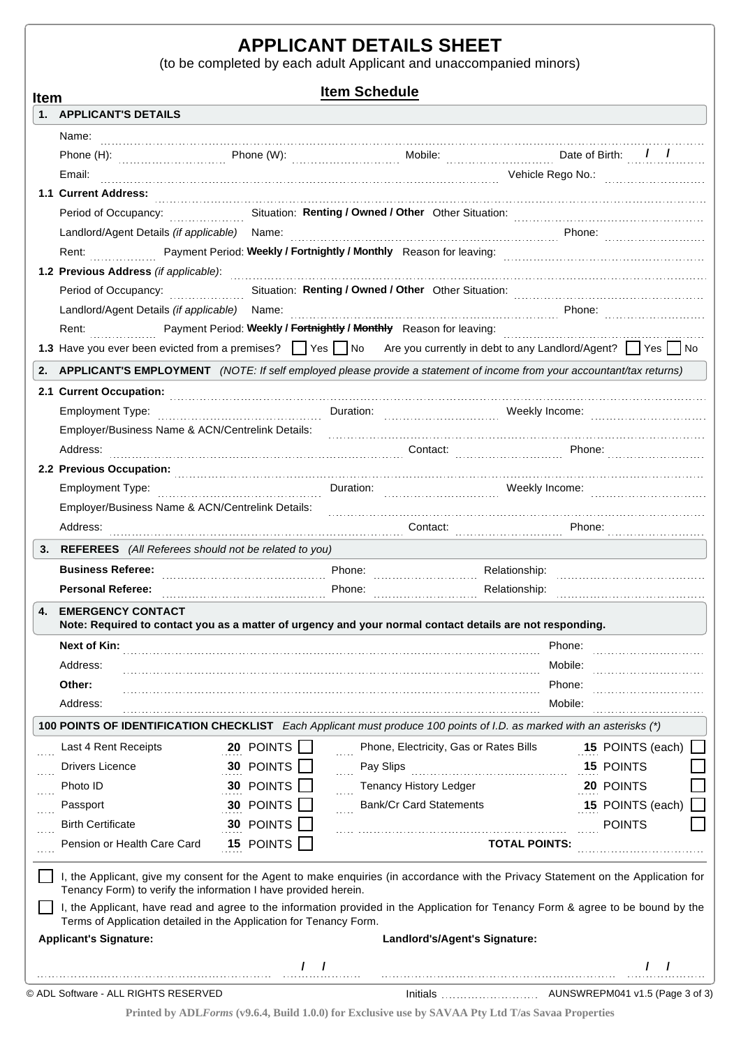# APPLICANT DETAILS SHEET

(to be completed by each adult Applicant and unaccompanied minors)

**Item** | **Item Schedule**

## 1. APPLICANT'S DETAILS

Name: ..........

Phone (H): .......... Phone (W): .......... Mobile: .......... Date of Birth: / /

Email: .......... Vehicle Rego No.: ..........

**1.1 Current Address:** ..........

Period of Occupancy: .......... Situation: **Renting / Owned / Other** Other Situation: ..........

Landlord/Agent Details *(if applicable)* Name: .......... Phone: ..........

Rent: .......... Payment Period: **Weekly / Fortnightly / Monthly** Reason for leaving: ..........

**1.2 Previous Address** *(if applicable)*: ..........

Period of Occupancy: .......... Situation: **Renting / Owned / Other** Other Situation: ..........

Landlord/Agent Details *(if applicable)* Name: .......... Phone: ..........

Rent: .......... Payment Period: **Weekly / ~~Fortnightly~~ / ~~Monthly~~** Reason for leaving: ..........

**1.3** Have you ever been evicted from a premises? ☐ Yes ☐ No Are you currently in debt to any Landlord/Agent? ☐ Yes ☐ No

## 2. APPLICANT'S EMPLOYMENT *(NOTE: If self employed please provide a statement of income from your accountant/tax returns)*

**2.1 Current Occupation:** ..........

Employment Type: .......... Duration: .......... Weekly Income: ..........

Employer/Business Name & ACN/Centrelink Details: ..........

Address: .......... Contact: .......... Phone: ..........

**2.2 Previous Occupation:** ..........

Employment Type: .......... Duration: .......... Weekly Income: ..........

Employer/Business Name & ACN/Centrelink Details: ..........

Address: .......... Contact: .......... Phone: ..........

## 3. REFEREES *(All Referees should not be related to you)*

**Business Referee:** .......... Phone: .......... Relationship: ..........

**Personal Referee:** .......... Phone: .......... Relationship: ..........

## 4. EMERGENCY CONTACT

**Note: Required to contact you as a matter of urgency and your normal contact details are not responding.**

**Next of Kin:** .......... Phone: ..........

Address: .......... Mobile: ..........

**Other:** .......... Phone: ..........

Address: .......... Mobile: ..........

## 100 POINTS OF IDENTIFICATION CHECKLIST *Each Applicant must produce 100 points of I.D. as marked with an asterisks (*)*

| | Item | Points | | | Item | Points | |
|---|---|---|---|---|---|---|---|
| .... | Last 4 Rent Receipts | **20** POINTS | ☐ | .... | Phone, Electricity, Gas or Rates Bills | **15** POINTS (each) | ☐ |
| .... | Drivers Licence | **30** POINTS | ☐ | .... | Pay Slips .......... | **15** POINTS | ☐ |
| .... | Photo ID | **30** POINTS | ☐ | .... | Tenancy History Ledger | **20** POINTS | ☐ |
| .... | Passport | **30** POINTS | ☐ | .... | Bank/Cr Card Statements | **15** POINTS (each) | ☐ |
| .... | Birth Certificate | **30** POINTS | ☐ | .... | .......... | .... POINTS | ☐ |
| .... | Pension or Health Care Card | **15** POINTS | ☐ | | **TOTAL POINTS:** | .......... | |

☐ I, the Applicant, give my consent for the Agent to make enquiries (in accordance with the Privacy Statement on the Application for Tenancy Form) to verify the information I have provided herein.

☐ I, the Applicant, have read and agree to the information provided in the Application for Tenancy Form & agree to be bound by the Terms of Application detailed in the Application for Tenancy Form.

**Applicant's Signature:** .......... / / **Landlord's/Agent's Signature:** .......... / /

© ADL Software - ALL RIGHTS RESERVED Initials .......... AUNSWREPM041 v1.5

Printed by ADL*Forms* (v9.6.4, Build 1.0.0) for Exclusive use by SAVAA Pty Ltd T/as Savaa Properties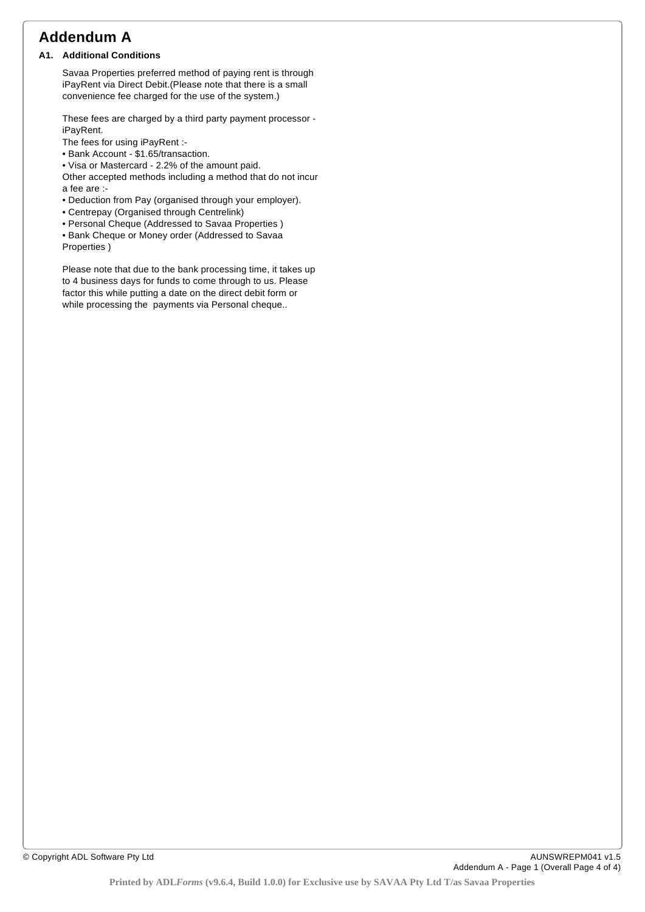# Addendum A

### A1. Additional Conditions

Savaa Properties preferred method of paying rent is through iPayRent via Direct Debit.(Please note that there is a small convenience fee charged for the use of the system.)

These fees are charged by a third party payment processor - iPayRent.

The fees for using iPayRent :-

- Bank Account - $1.65/transaction.
- Visa or Mastercard - 2.2% of the amount paid.

Other accepted methods including a method that do not incur a fee are :-

- Deduction from Pay (organised through your employer).
- Centrepay (Organised through Centrelink)
- Personal Cheque (Addressed to Savaa Properties )
- Bank Cheque or Money order (Addressed to Savaa Properties )

Please note that due to the bank processing time, it takes up to 4 business days for funds to come through to us. Please factor this while putting a date on the direct debit form or while processing the payments via Personal cheque..